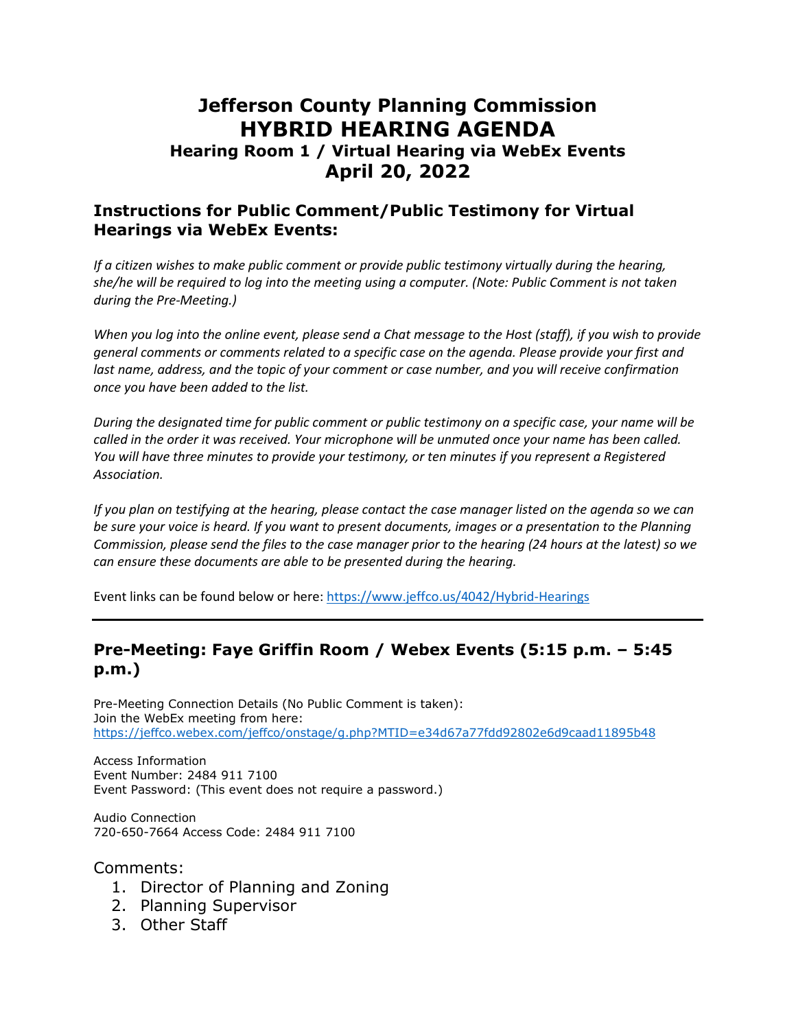# Jefferson County Planning Commission
# HYBRID HEARING AGENDA
### Hearing Room 1 / Virtual Hearing via WebEx Events
## April 20, 2022

## Instructions for Public Comment/Public Testimony for Virtual Hearings via WebEx Events:

*If a citizen wishes to make public comment or provide public testimony virtually during the hearing, she/he will be required to log into the meeting using a computer. (Note: Public Comment is not taken during the Pre-Meeting.)*

*When you log into the online event, please send a Chat message to the Host (staff), if you wish to provide general comments or comments related to a specific case on the agenda. Please provide your first and last name, address, and the topic of your comment or case number, and you will receive confirmation once you have been added to the list.*

*During the designated time for public comment or public testimony on a specific case, your name will be called in the order it was received. Your microphone will be unmuted once your name has been called. You will have three minutes to provide your testimony, or ten minutes if you represent a Registered Association.*

*If you plan on testifying at the hearing, please contact the case manager listed on the agenda so we can be sure your voice is heard. If you want to present documents, images or a presentation to the Planning Commission, please send the files to the case manager prior to the hearing (24 hours at the latest) so we can ensure these documents are able to be presented during the hearing.*

Event links can be found below or here: https://www.jeffco.us/4042/Hybrid-Hearings

---

## Pre-Meeting: Faye Griffin Room / Webex Events (5:15 p.m. – 5:45 p.m.)

Pre-Meeting Connection Details (No Public Comment is taken):
Join the WebEx meeting from here:
https://jeffco.webex.com/jeffco/onstage/g.php?MTID=e34d67a77fdd92802e6d9caad11895b48

Access Information
Event Number: 2484 911 7100
Event Password: (This event does not require a password.)

Audio Connection
720-650-7664 Access Code: 2484 911 7100

Comments:

1. Director of Planning and Zoning
2. Planning Supervisor
3. Other Staff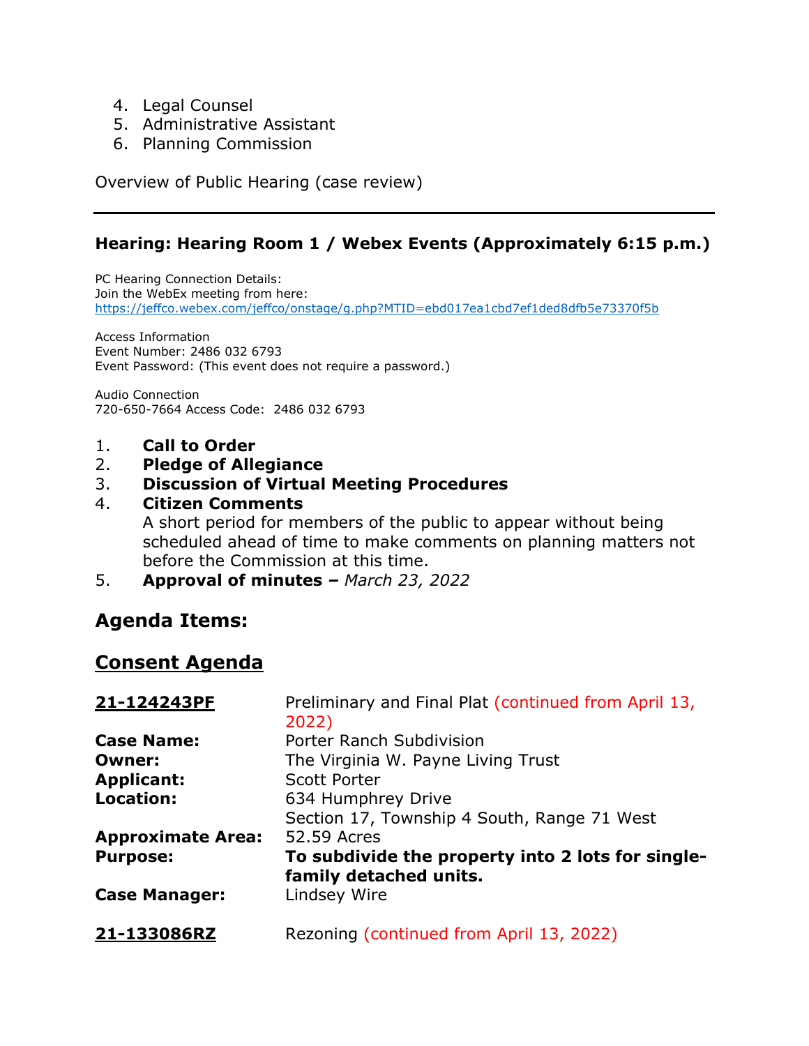4. Legal Counsel
5. Administrative Assistant
6. Planning Commission

Overview of Public Hearing (case review)

---

### Hearing: Hearing Room 1 / Webex Events (Approximately 6:15 p.m.)

PC Hearing Connection Details:
Join the WebEx meeting from here:
https://jeffco.webex.com/jeffco/onstage/g.php?MTID=ebd017ea1cbd7ef1ded8dfb5e73370f5b

Access Information
Event Number: 2486 032 6793
Event Password: (This event does not require a password.)

Audio Connection
720-650-7664 Access Code: 2486 032 6793

1. **Call to Order**
2. **Pledge of Allegiance**
3. **Discussion of Virtual Meeting Procedures**
4. **Citizen Comments**
   A short period for members of the public to appear without being scheduled ahead of time to make comments on planning matters not before the Commission at this time.
5. **Approval of minutes –** *March 23, 2022*

## Agenda Items:

## Consent Agenda

| | |
|---|---|
| **21-124243PF** | Preliminary and Final Plat (continued from April 13, 2022) |
| **Case Name:** | Porter Ranch Subdivision |
| **Owner:** | The Virginia W. Payne Living Trust |
| **Applicant:** | Scott Porter |
| **Location:** | 634 Humphrey Drive<br>Section 17, Township 4 South, Range 71 West |
| **Approximate Area:** | 52.59 Acres |
| **Purpose:** | **To subdivide the property into 2 lots for single-family detached units.** |
| **Case Manager:** | Lindsey Wire |

**21-133086RZ** Rezoning (continued from April 13, 2022)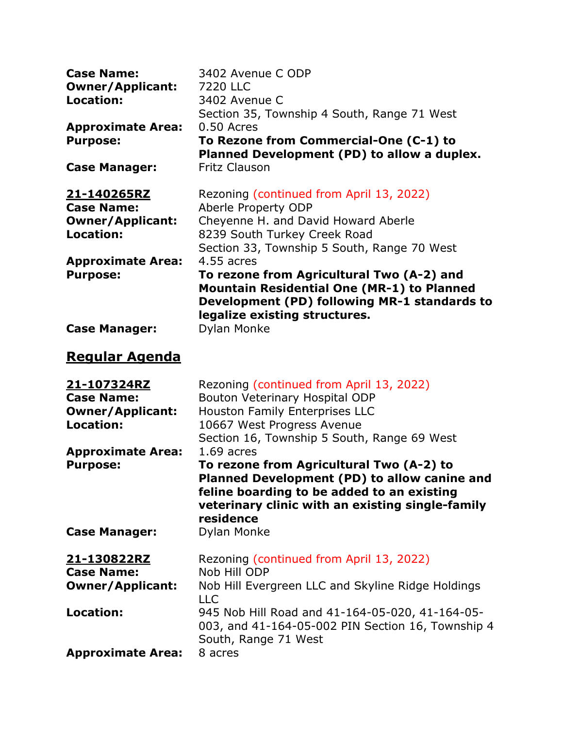**Case Name:** 3402 Avenue C ODP
**Owner/Applicant:** 7220 LLC
**Location:** 3402 Avenue C
Section 35, Township 4 South, Range 71 West
**Approximate Area:** 0.50 Acres
**Purpose:** **To Rezone from Commercial-One (C-1) to Planned Development (PD) to allow a duplex.**
**Case Manager:** Fritz Clauson

**21-140265RZ** Rezoning (continued from April 13, 2022)
**Case Name:** Aberle Property ODP
**Owner/Applicant:** Cheyenne H. and David Howard Aberle
**Location:** 8239 South Turkey Creek Road
Section 33, Township 5 South, Range 70 West
**Approximate Area:** 4.55 acres
**Purpose:** **To rezone from Agricultural Two (A-2) and Mountain Residential One (MR-1) to Planned Development (PD) following MR-1 standards to legalize existing structures.**
**Case Manager:** Dylan Monke

## Regular Agenda

**21-107324RZ** Rezoning (continued from April 13, 2022)
**Case Name:** Bouton Veterinary Hospital ODP
**Owner/Applicant:** Houston Family Enterprises LLC
**Location:** 10667 West Progress Avenue
Section 16, Township 5 South, Range 69 West
**Approximate Area:** 1.69 acres
**Purpose:** **To rezone from Agricultural Two (A-2) to Planned Development (PD) to allow canine and feline boarding to be added to an existing veterinary clinic with an existing single-family residence**
**Case Manager:** Dylan Monke

**21-130822RZ** Rezoning (continued from April 13, 2022)
**Case Name:** Nob Hill ODP
**Owner/Applicant:** Nob Hill Evergreen LLC and Skyline Ridge Holdings LLC
**Location:** 945 Nob Hill Road and 41-164-05-020, 41-164-05-003, and 41-164-05-002 PIN Section 16, Township 4 South, Range 71 West
**Approximate Area:** 8 acres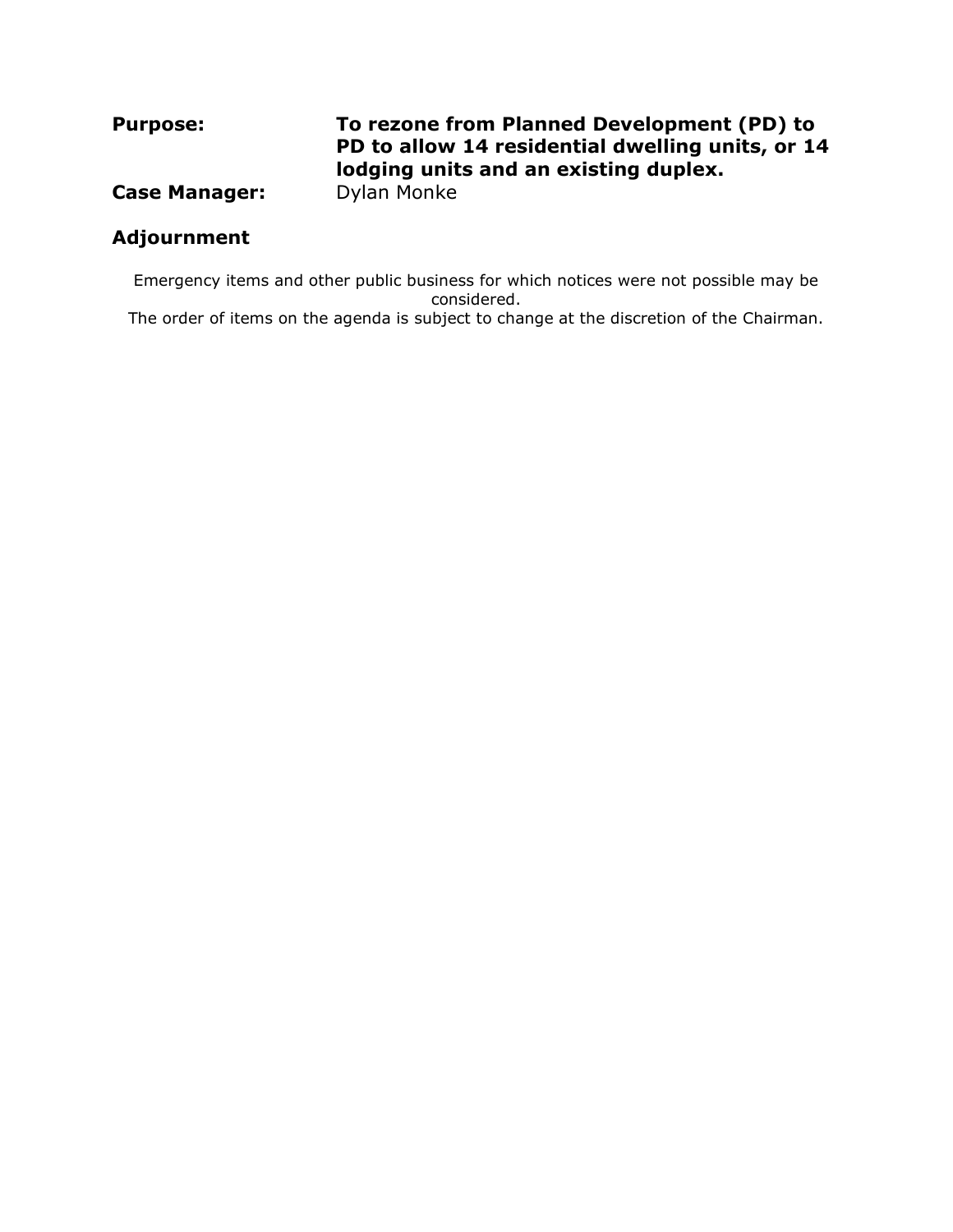**Purpose:** **To rezone from Planned Development (PD) to PD to allow 14 residential dwelling units, or 14 lodging units and an existing duplex.**

**Case Manager:** Dylan Monke

## Adjournment

Emergency items and other public business for which notices were not possible may be considered.

The order of items on the agenda is subject to change at the discretion of the Chairman.